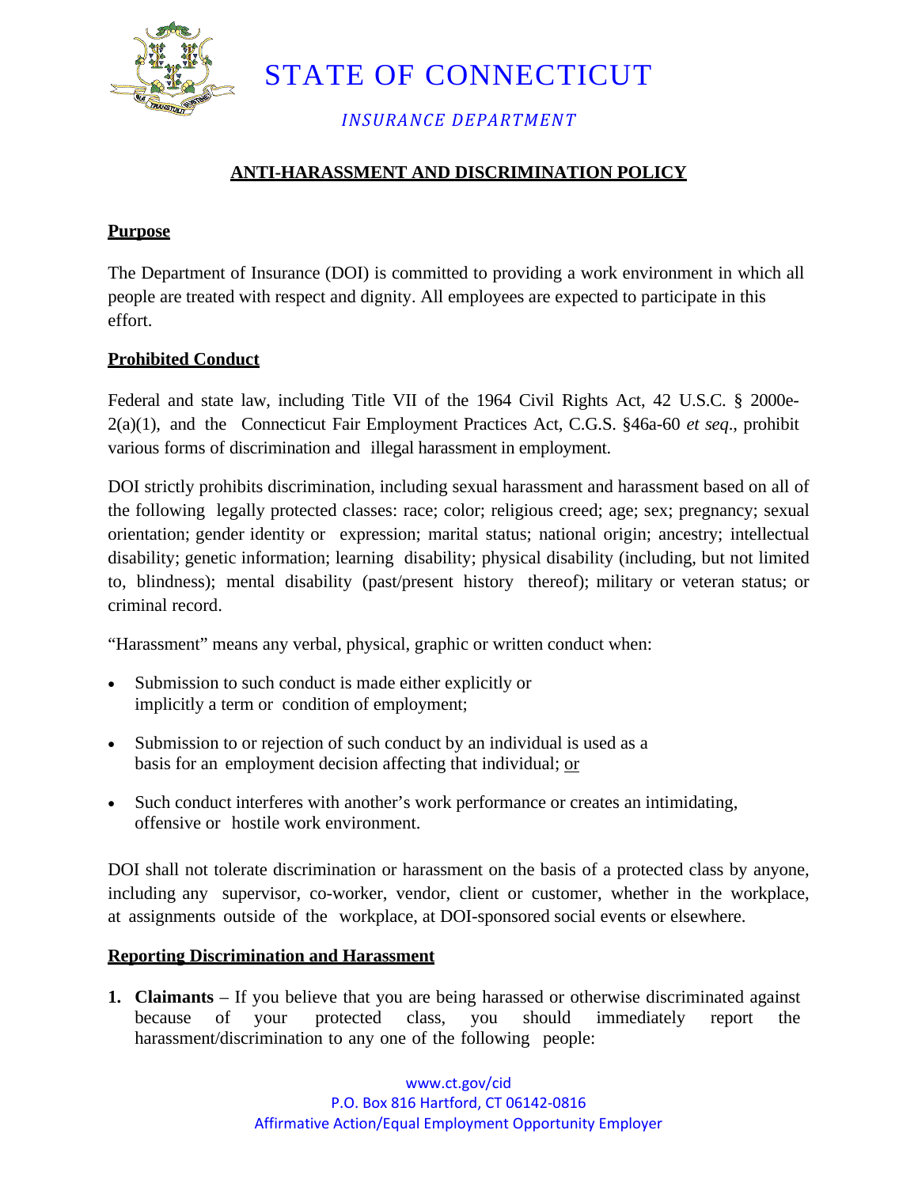# STATE OF CONNECTICUT

*INSURANCE DEPARTMENT*

## ANTI-HARASSMENT AND DISCRIMINATION POLICY

### Purpose

The Department of Insurance (DOI) is committed to providing a work environment in which all people are treated with respect and dignity. All employees are expected to participate in this effort.

### Prohibited Conduct

Federal and state law, including Title VII of the 1964 Civil Rights Act, 42 U.S.C. § 2000e-2(a)(1), and the Connecticut Fair Employment Practices Act, C.G.S. §46a-60 *et seq*., prohibit various forms of discrimination and illegal harassment in employment.

DOI strictly prohibits discrimination, including sexual harassment and harassment based on all of the following legally protected classes: race; color; religious creed; age; sex; pregnancy; sexual orientation; gender identity or expression; marital status; national origin; ancestry; intellectual disability; genetic information; learning disability; physical disability (including, but not limited to, blindness); mental disability (past/present history thereof); military or veteran status; or criminal record.

"Harassment" means any verbal, physical, graphic or written conduct when:

- Submission to such conduct is made either explicitly or implicitly a term or condition of employment;
- Submission to or rejection of such conduct by an individual is used as a basis for an employment decision affecting that individual; or
- Such conduct interferes with another's work performance or creates an intimidating, offensive or hostile work environment.

DOI shall not tolerate discrimination or harassment on the basis of a protected class by anyone, including any supervisor, co-worker, vendor, client or customer, whether in the workplace, at assignments outside of the workplace, at DOI-sponsored social events or elsewhere.

### Reporting Discrimination and Harassment

1. **Claimants** – If you believe that you are being harassed or otherwise discriminated against because of your protected class, you should immediately report the harassment/discrimination to any one of the following people: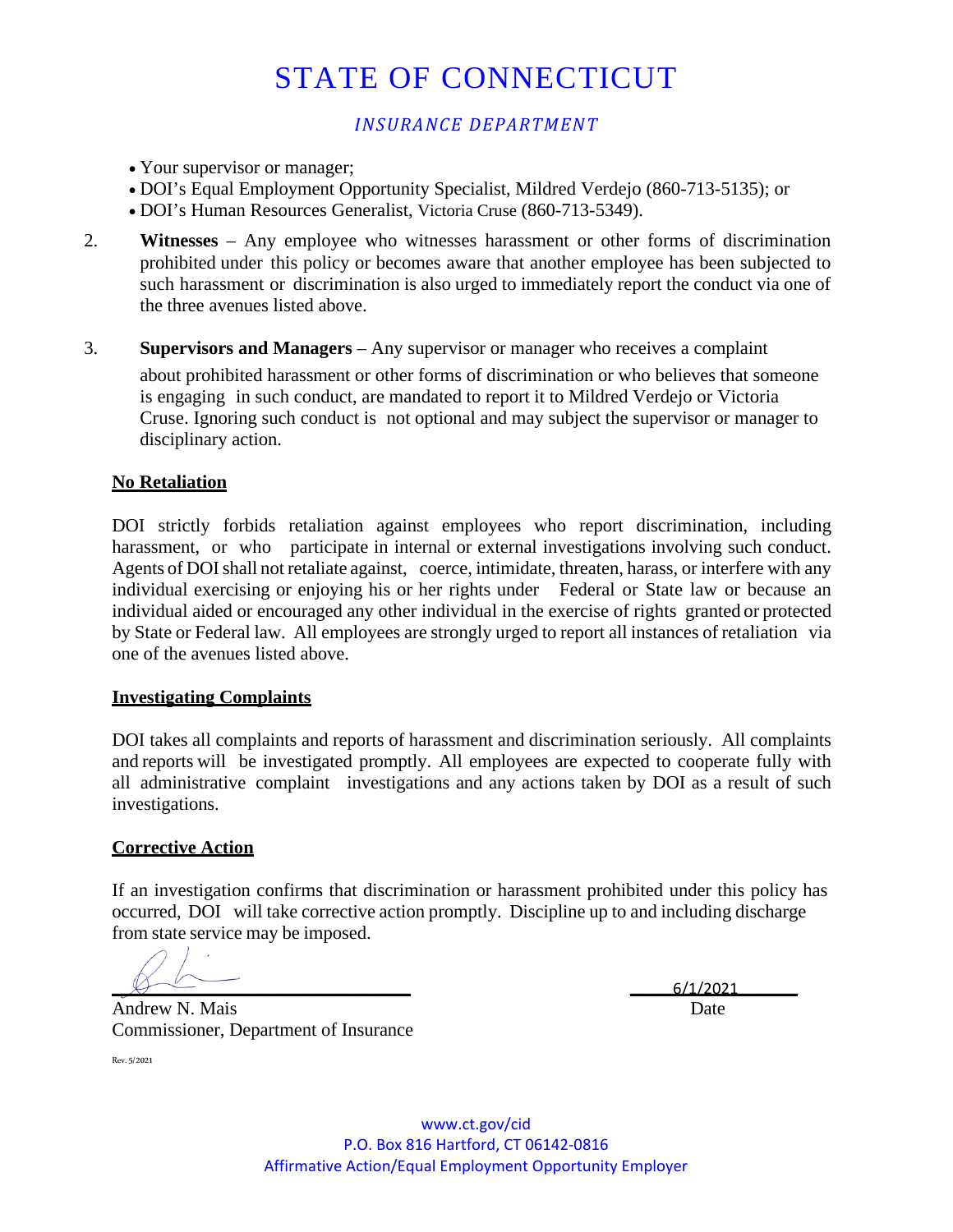# STATE OF CONNECTICUT

*INSURANCE DEPARTMENT*

- Your supervisor or manager;
- DOI's Equal Employment Opportunity Specialist, Mildred Verdejo (860-713-5135); or
- DOI's Human Resources Generalist, Victoria Cruse (860-713-5349).

2. **Witnesses** – Any employee who witnesses harassment or other forms of discrimination prohibited under this policy or becomes aware that another employee has been subjected to such harassment or discrimination is also urged to immediately report the conduct via one of the three avenues listed above.

3. **Supervisors and Managers** – Any supervisor or manager who receives a complaint about prohibited harassment or other forms of discrimination or who believes that someone is engaging in such conduct, are mandated to report it to Mildred Verdejo or Victoria Cruse. Ignoring such conduct is not optional and may subject the supervisor or manager to disciplinary action.

**<u>No Retaliation</u>**

DOI strictly forbids retaliation against employees who report discrimination, including harassment, or who participate in internal or external investigations involving such conduct. Agents of DOI shall not retaliate against, coerce, intimidate, threaten, harass, or interfere with any individual exercising or enjoying his or her rights under Federal or State law or because an individual aided or encouraged any other individual in the exercise of rights granted or protected by State or Federal law. All employees are strongly urged to report all instances of retaliation via one of the avenues listed above.

**<u>Investigating Complaints</u>**

DOI takes all complaints and reports of harassment and discrimination seriously. All complaints and reports will be investigated promptly. All employees are expected to cooperate fully with all administrative complaint investigations and any actions taken by DOI as a result of such investigations.

**<u>Corrective Action</u>**

If an investigation confirms that discrimination or harassment prohibited under this policy has occurred, DOI will take corrective action promptly. Discipline up to and including discharge from state service may be imposed.

Andrew N. Mais
Commissioner, Department of Insurance

6/1/2021
Date

Rev. 5/2021

www.ct.gov/cid
P.O. Box 816 Hartford, CT 06142-0816
Affirmative Action/Equal Employment Opportunity Employer